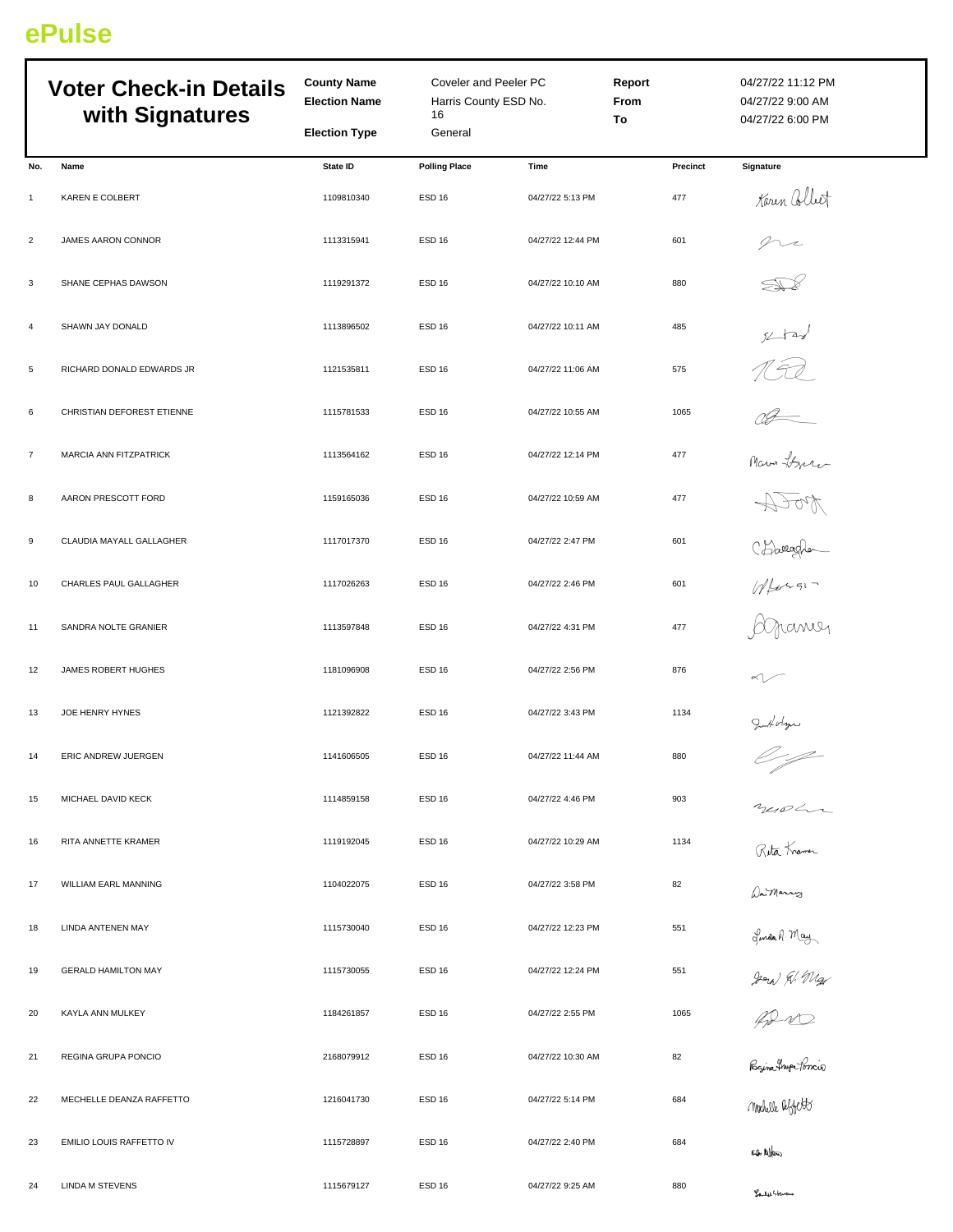# ePulse

## Voter Check-in Details with Signatures

| | | | |
|---|---|---|---|
| **County Name** | Coveler and Peeler PC | **Report** | 04/27/22 11:12 PM |
| **Election Name** | Harris County ESD No. 16 | **From** | 04/27/22 9:00 AM |
| **Election Type** | General | **To** | 04/27/22 6:00 PM |

| No. | Name | State ID | Polling Place | Time | Precinct | Signature |
|---|---|---|---|---|---|---|
| 1 | KAREN E COLBERT | 1109810340 | ESD 16 | 04/27/22 5:13 PM | 477 | Karen Colbert |
| 2 | JAMES AARON CONNOR | 1113315941 | ESD 16 | 04/27/22 12:44 PM | 601 | |
| 3 | SHANE CEPHAS DAWSON | 1119291372 | ESD 16 | 04/27/22 10:10 AM | 880 | |
| 4 | SHAWN JAY DONALD | 1113896502 | ESD 16 | 04/27/22 10:11 AM | 485 | |
| 5 | RICHARD DONALD EDWARDS JR | 1121535811 | ESD 16 | 04/27/22 11:06 AM | 575 | |
| 6 | CHRISTIAN DEFOREST ETIENNE | 1115781533 | ESD 16 | 04/27/22 10:55 AM | 1065 | |
| 7 | MARCIA ANN FITZPATRICK | 1113564162 | ESD 16 | 04/27/22 12:14 PM | 477 | |
| 8 | AARON PRESCOTT FORD | 1159165036 | ESD 16 | 04/27/22 10:59 AM | 477 | |
| 9 | CLAUDIA MAYALL GALLAGHER | 1117017370 | ESD 16 | 04/27/22 2:47 PM | 601 | C Gallagher |
| 10 | CHARLES PAUL GALLAGHER | 1117026263 | ESD 16 | 04/27/22 2:46 PM | 601 | |
| 11 | SANDRA NOLTE GRANIER | 1113597848 | ESD 16 | 04/27/22 4:31 PM | 477 | S Granier |
| 12 | JAMES ROBERT HUGHES | 1181096908 | ESD 16 | 04/27/22 2:56 PM | 876 | |
| 13 | JOE HENRY HYNES | 1121392822 | ESD 16 | 04/27/22 3:43 PM | 1134 | |
| 14 | ERIC ANDREW JUERGEN | 1141606505 | ESD 16 | 04/27/22 11:44 AM | 880 | |
| 15 | MICHAEL DAVID KECK | 1114859158 | ESD 16 | 04/27/22 4:46 PM | 903 | |
| 16 | RITA ANNETTE KRAMER | 1119192045 | ESD 16 | 04/27/22 10:29 AM | 1134 | Rita Kramer |
| 17 | WILLIAM EARL MANNING | 1104022075 | ESD 16 | 04/27/22 3:58 PM | 82 | |
| 18 | LINDA ANTENEN MAY | 1115730040 | ESD 16 | 04/27/22 12:23 PM | 551 | Linda A May |
| 19 | GERALD HAMILTON MAY | 1115730055 | ESD 16 | 04/27/22 12:24 PM | 551 | |
| 20 | KAYLA ANN MULKEY | 1184261857 | ESD 16 | 04/27/22 2:55 PM | 1065 | |
| 21 | REGINA GRUPA PONCIO | 2168079912 | ESD 16 | 04/27/22 10:30 AM | 82 | Regina Grupa-Poncio |
| 22 | MECHELLE DEANZA RAFFETTO | 1216041730 | ESD 16 | 04/27/22 5:14 PM | 684 | Mechelle Raffetto |
| 23 | EMILIO LOUIS RAFFETTO IV | 1115728897 | ESD 16 | 04/27/22 2:40 PM | 684 | |
| 24 | LINDA M STEVENS | 1115679127 | ESD 16 | 04/27/22 9:25 AM | 880 | |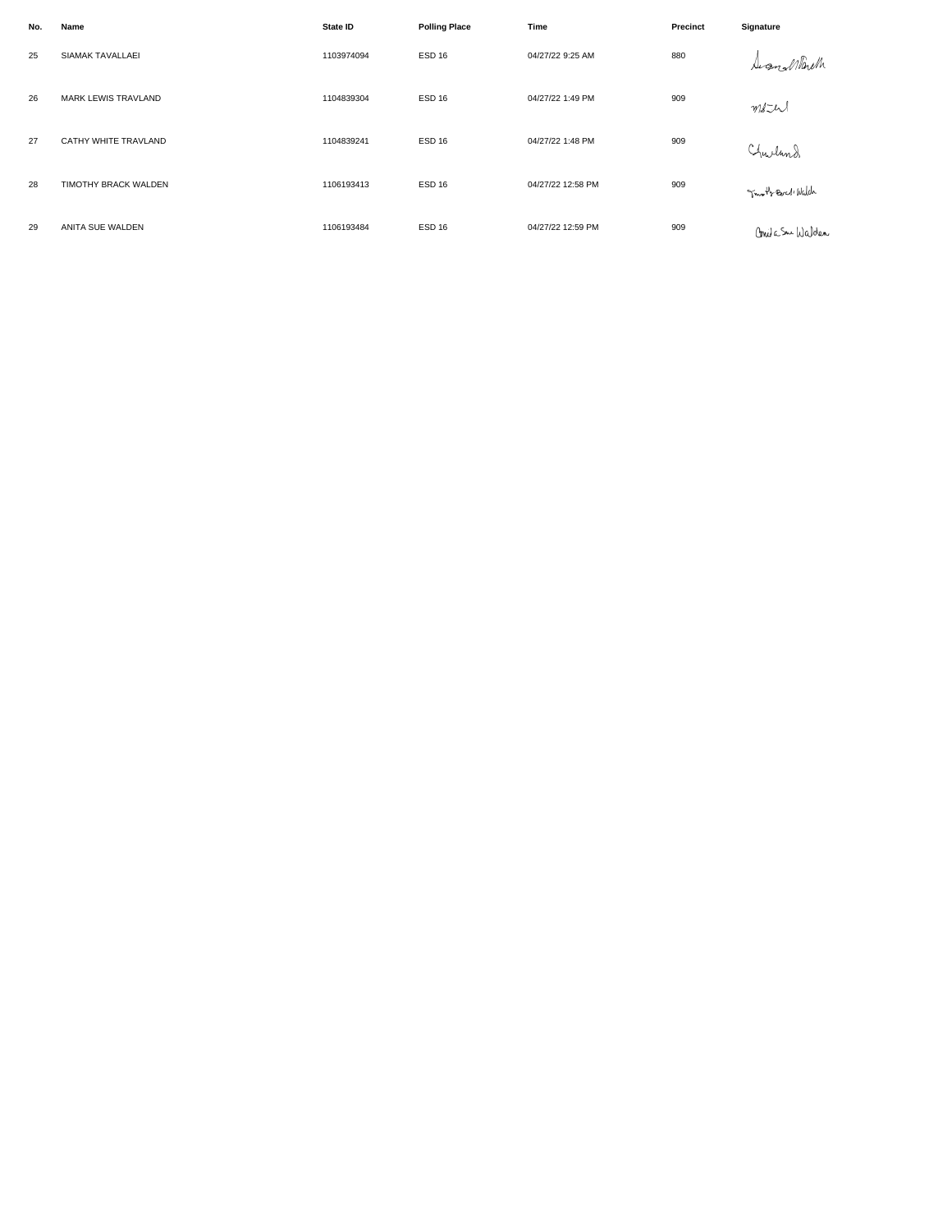| No. | Name | State ID | Polling Place | Time | Precinct | Signature |
|---|---|---|---|---|---|---|
| 25 | SIAMAK TAVALLAEI | 1103974094 | ESD 16 | 04/27/22 9:25 AM | 880 | |
| 26 | MARK LEWIS TRAVLAND | 1104839304 | ESD 16 | 04/27/22 1:49 PM | 909 | |
| 27 | CATHY WHITE TRAVLAND | 1104839241 | ESD 16 | 04/27/22 1:48 PM | 909 | |
| 28 | TIMOTHY BRACK WALDEN | 1106193413 | ESD 16 | 04/27/22 12:58 PM | 909 | |
| 29 | ANITA SUE WALDEN | 1106193484 | ESD 16 | 04/27/22 12:59 PM | 909 | |